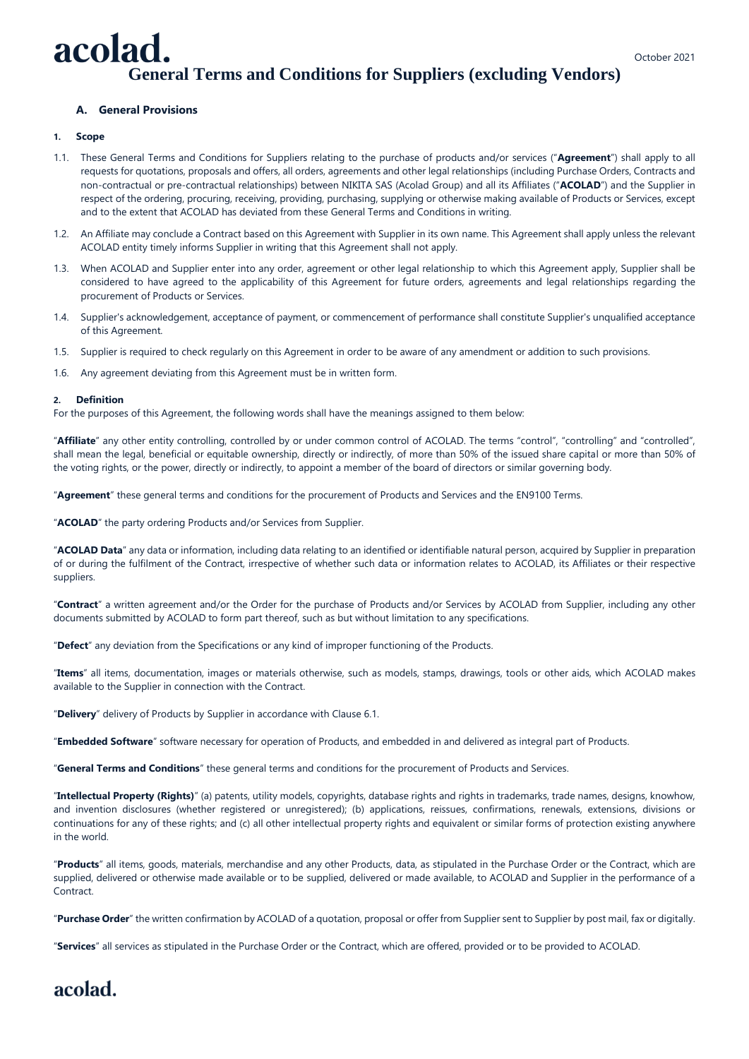# General Terms and Conditions for Suppliers (excluding Vendors)

October 2021

## A. General Provisions

### 1. Scope

1.1. These General Terms and Conditions for Suppliers relating to the purchase of products and/or services ("**Agreement**") shall apply to all requests for quotations, proposals and offers, all orders, agreements and other legal relationships (including Purchase Orders, Contracts and non-contractual or pre-contractual relationships) between NIKITA SAS (Acolad Group) and all its Affiliates ("**ACOLAD**") and the Supplier in respect of the ordering, procuring, receiving, providing, purchasing, supplying or otherwise making available of Products or Services, except and to the extent that ACOLAD has deviated from these General Terms and Conditions in writing.

1.2. An Affiliate may conclude a Contract based on this Agreement with Supplier in its own name. This Agreement shall apply unless the relevant ACOLAD entity timely informs Supplier in writing that this Agreement shall not apply.

1.3. When ACOLAD and Supplier enter into any order, agreement or other legal relationship to which this Agreement apply, Supplier shall be considered to have agreed to the applicability of this Agreement for future orders, agreements and legal relationships regarding the procurement of Products or Services.

1.4. Supplier's acknowledgement, acceptance of payment, or commencement of performance shall constitute Supplier's unqualified acceptance of this Agreement.

1.5. Supplier is required to check regularly on this Agreement in order to be aware of any amendment or addition to such provisions.

1.6. Any agreement deviating from this Agreement must be in written form.

### 2. Definition

For the purposes of this Agreement, the following words shall have the meanings assigned to them below:

"**Affiliate**" any other entity controlling, controlled by or under common control of ACOLAD. The terms "control", "controlling" and "controlled", shall mean the legal, beneficial or equitable ownership, directly or indirectly, of more than 50% of the issued share capital or more than 50% of the voting rights, or the power, directly or indirectly, to appoint a member of the board of directors or similar governing body.

"**Agreement**" these general terms and conditions for the procurement of Products and Services and the EN9100 Terms.

"**ACOLAD**" the party ordering Products and/or Services from Supplier.

"**ACOLAD Data**" any data or information, including data relating to an identified or identifiable natural person, acquired by Supplier in preparation of or during the fulfilment of the Contract, irrespective of whether such data or information relates to ACOLAD, its Affiliates or their respective suppliers.

"**Contract**" a written agreement and/or the Order for the purchase of Products and/or Services by ACOLAD from Supplier, including any other documents submitted by ACOLAD to form part thereof, such as but without limitation to any specifications.

"**Defect**" any deviation from the Specifications or any kind of improper functioning of the Products.

"**Items**" all items, documentation, images or materials otherwise, such as models, stamps, drawings, tools or other aids, which ACOLAD makes available to the Supplier in connection with the Contract.

"**Delivery**" delivery of Products by Supplier in accordance with Clause 6.1.

"**Embedded Software**" software necessary for operation of Products, and embedded in and delivered as integral part of Products.

"**General Terms and Conditions**" these general terms and conditions for the procurement of Products and Services.

"**Intellectual Property (Rights)**" (a) patents, utility models, copyrights, database rights and rights in trademarks, trade names, designs, knowhow, and invention disclosures (whether registered or unregistered); (b) applications, reissues, confirmations, renewals, extensions, divisions or continuations for any of these rights; and (c) all other intellectual property rights and equivalent or similar forms of protection existing anywhere in the world.

"**Products**" all items, goods, materials, merchandise and any other Products, data, as stipulated in the Purchase Order or the Contract, which are supplied, delivered or otherwise made available or to be supplied, delivered or made available, to ACOLAD and Supplier in the performance of a Contract.

"**Purchase Order**" the written confirmation by ACOLAD of a quotation, proposal or offer from Supplier sent to Supplier by post mail, fax or digitally.

"**Services**" all services as stipulated in the Purchase Order or the Contract, which are offered, provided or to be provided to ACOLAD.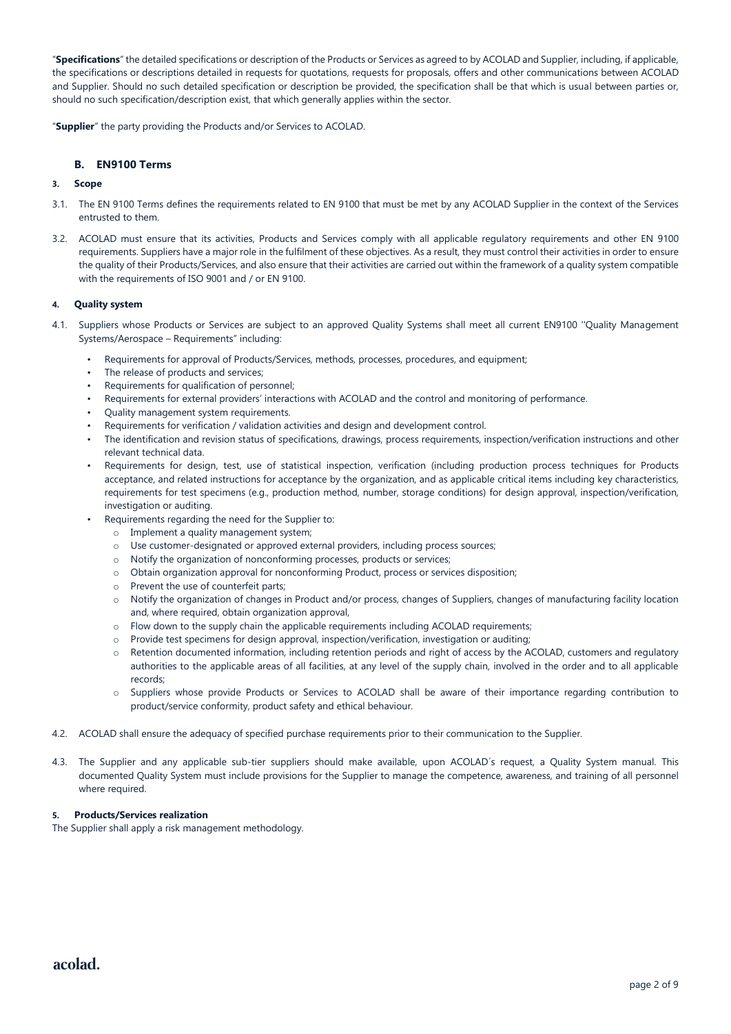"**Specifications**" the detailed specifications or description of the Products or Services as agreed to by ACOLAD and Supplier, including, if applicable, the specifications or descriptions detailed in requests for quotations, requests for proposals, offers and other communications between ACOLAD and Supplier. Should no such detailed specification or description be provided, the specification shall be that which is usual between parties or, should no such specification/description exist, that which generally applies within the sector.

"**Supplier**" the party providing the Products and/or Services to ACOLAD.

## B. EN9100 Terms

### 3. Scope

3.1. The EN 9100 Terms defines the requirements related to EN 9100 that must be met by any ACOLAD Supplier in the context of the Services entrusted to them.

3.2. ACOLAD must ensure that its activities, Products and Services comply with all applicable regulatory requirements and other EN 9100 requirements. Suppliers have a major role in the fulfilment of these objectives. As a result, they must control their activities in order to ensure the quality of their Products/Services, and also ensure that their activities are carried out within the framework of a quality system compatible with the requirements of ISO 9001 and / or EN 9100.

### 4. Quality system

4.1. Suppliers whose Products or Services are subject to an approved Quality Systems shall meet all current EN9100 "Quality Management Systems/Aerospace – Requirements" including:

- Requirements for approval of Products/Services, methods, processes, procedures, and equipment;
- The release of products and services;
- Requirements for qualification of personnel;
- Requirements for external providers' interactions with ACOLAD and the control and monitoring of performance.
- Quality management system requirements.
- Requirements for verification / validation activities and design and development control.
- The identification and revision status of specifications, drawings, process requirements, inspection/verification instructions and other relevant technical data.
- Requirements for design, test, use of statistical inspection, verification (including production process techniques for Products acceptance, and related instructions for acceptance by the organization, and as applicable critical items including key characteristics, requirements for test specimens (e.g., production method, number, storage conditions) for design approval, inspection/verification, investigation or auditing.
- Requirements regarding the need for the Supplier to:
  - Implement a quality management system;
  - Use customer-designated or approved external providers, including process sources;
  - Notify the organization of nonconforming processes, products or services;
  - Obtain organization approval for nonconforming Product, process or services disposition;
  - Prevent the use of counterfeit parts;
  - Notify the organization of changes in Product and/or process, changes of Suppliers, changes of manufacturing facility location and, where required, obtain organization approval,
  - Flow down to the supply chain the applicable requirements including ACOLAD requirements;
  - Provide test specimens for design approval, inspection/verification, investigation or auditing;
  - Retention documented information, including retention periods and right of access by the ACOLAD, customers and regulatory authorities to the applicable areas of all facilities, at any level of the supply chain, involved in the order and to all applicable records;
  - Suppliers whose provide Products or Services to ACOLAD shall be aware of their importance regarding contribution to product/service conformity, product safety and ethical behaviour.

4.2. ACOLAD shall ensure the adequacy of specified purchase requirements prior to their communication to the Supplier.

4.3. The Supplier and any applicable sub-tier suppliers should make available, upon ACOLAD´s request, a Quality System manual. This documented Quality System must include provisions for the Supplier to manage the competence, awareness, and training of all personnel where required.

### 5. Products/Services realization

The Supplier shall apply a risk management methodology.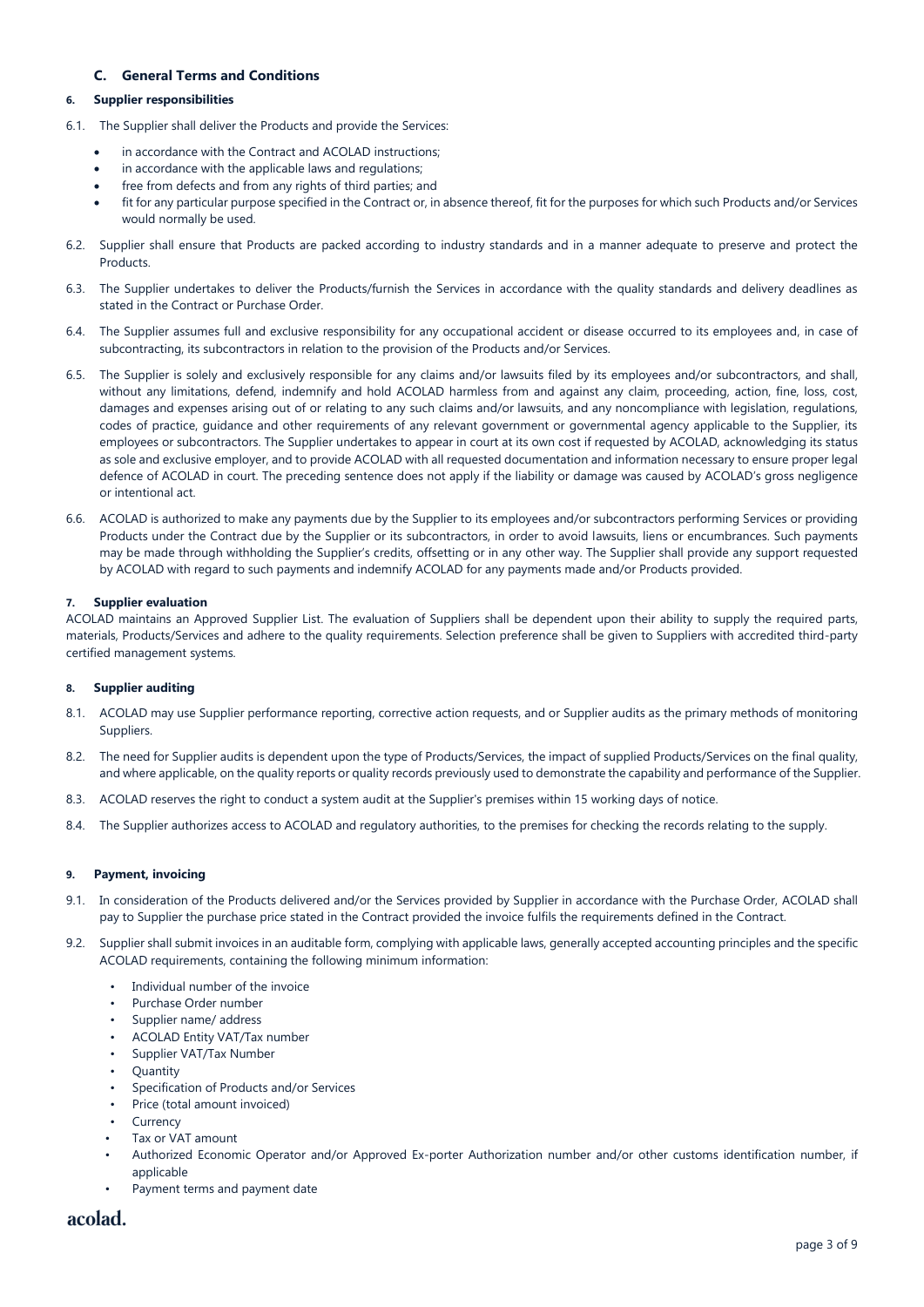## C. General Terms and Conditions

### 6. Supplier responsibilities

6.1. The Supplier shall deliver the Products and provide the Services:

- in accordance with the Contract and ACOLAD instructions;
- in accordance with the applicable laws and regulations;
- free from defects and from any rights of third parties; and
- fit for any particular purpose specified in the Contract or, in absence thereof, fit for the purposes for which such Products and/or Services would normally be used.

6.2. Supplier shall ensure that Products are packed according to industry standards and in a manner adequate to preserve and protect the Products.

6.3. The Supplier undertakes to deliver the Products/furnish the Services in accordance with the quality standards and delivery deadlines as stated in the Contract or Purchase Order.

6.4. The Supplier assumes full and exclusive responsibility for any occupational accident or disease occurred to its employees and, in case of subcontracting, its subcontractors in relation to the provision of the Products and/or Services.

6.5. The Supplier is solely and exclusively responsible for any claims and/or lawsuits filed by its employees and/or subcontractors, and shall, without any limitations, defend, indemnify and hold ACOLAD harmless from and against any claim, proceeding, action, fine, loss, cost, damages and expenses arising out of or relating to any such claims and/or lawsuits, and any noncompliance with legislation, regulations, codes of practice, guidance and other requirements of any relevant government or governmental agency applicable to the Supplier, its employees or subcontractors. The Supplier undertakes to appear in court at its own cost if requested by ACOLAD, acknowledging its status as sole and exclusive employer, and to provide ACOLAD with all requested documentation and information necessary to ensure proper legal defence of ACOLAD in court. The preceding sentence does not apply if the liability or damage was caused by ACOLAD's gross negligence or intentional act.

6.6. ACOLAD is authorized to make any payments due by the Supplier to its employees and/or subcontractors performing Services or providing Products under the Contract due by the Supplier or its subcontractors, in order to avoid lawsuits, liens or encumbrances. Such payments may be made through withholding the Supplier's credits, offsetting or in any other way. The Supplier shall provide any support requested by ACOLAD with regard to such payments and indemnify ACOLAD for any payments made and/or Products provided.

### 7. Supplier evaluation

ACOLAD maintains an Approved Supplier List. The evaluation of Suppliers shall be dependent upon their ability to supply the required parts, materials, Products/Services and adhere to the quality requirements. Selection preference shall be given to Suppliers with accredited third-party certified management systems.

### 8. Supplier auditing

8.1. ACOLAD may use Supplier performance reporting, corrective action requests, and or Supplier audits as the primary methods of monitoring Suppliers.

8.2. The need for Supplier audits is dependent upon the type of Products/Services, the impact of supplied Products/Services on the final quality, and where applicable, on the quality reports or quality records previously used to demonstrate the capability and performance of the Supplier.

8.3. ACOLAD reserves the right to conduct a system audit at the Supplier's premises within 15 working days of notice.

8.4. The Supplier authorizes access to ACOLAD and regulatory authorities, to the premises for checking the records relating to the supply.

### 9. Payment, invoicing

9.1. In consideration of the Products delivered and/or the Services provided by Supplier in accordance with the Purchase Order, ACOLAD shall pay to Supplier the purchase price stated in the Contract provided the invoice fulfils the requirements defined in the Contract.

9.2. Supplier shall submit invoices in an auditable form, complying with applicable laws, generally accepted accounting principles and the specific ACOLAD requirements, containing the following minimum information:

- Individual number of the invoice
- Purchase Order number
- Supplier name/ address
- ACOLAD Entity VAT/Tax number
- Supplier VAT/Tax Number
- Quantity
- Specification of Products and/or Services
- Price (total amount invoiced)
- Currency
- Tax or VAT amount
- Authorized Economic Operator and/or Approved Ex-porter Authorization number and/or other customs identification number, if applicable
- Payment terms and payment date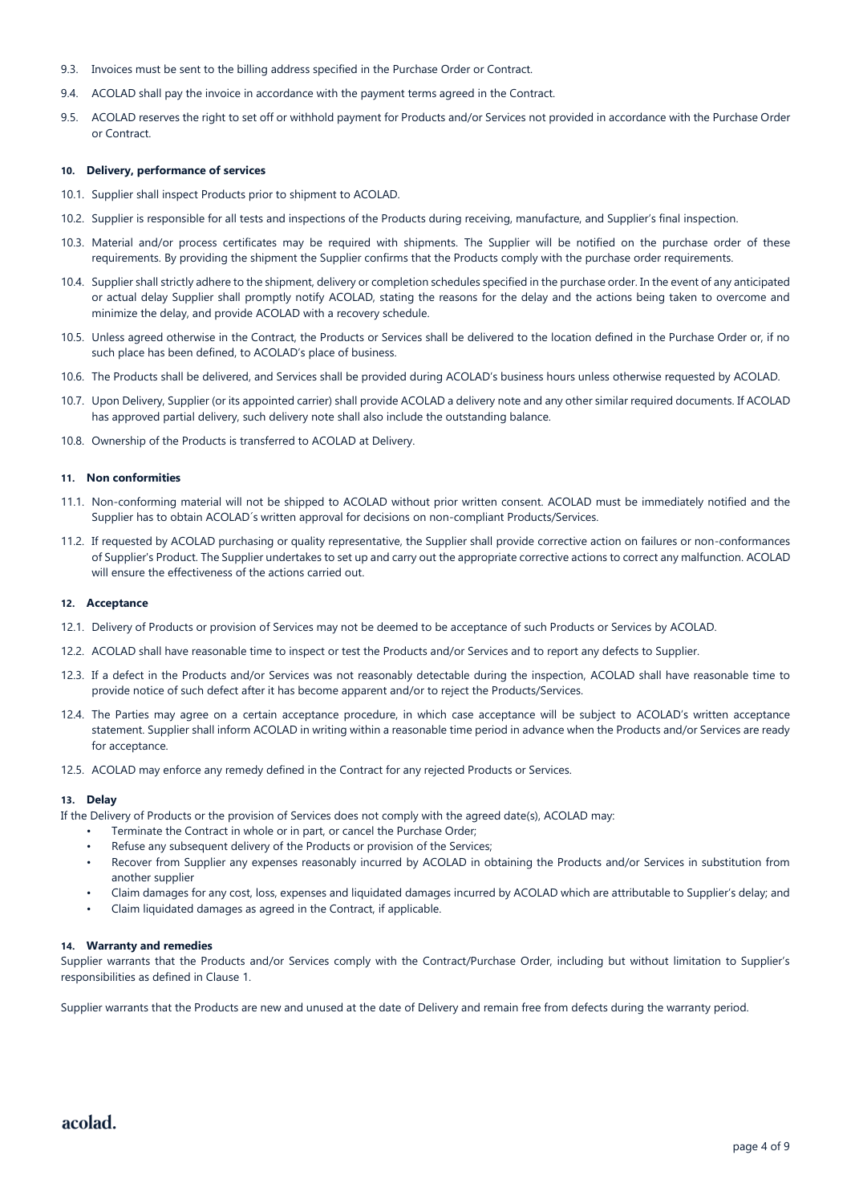9.3. Invoices must be sent to the billing address specified in the Purchase Order or Contract.

9.4. ACOLAD shall pay the invoice in accordance with the payment terms agreed in the Contract.

9.5. ACOLAD reserves the right to set off or withhold payment for Products and/or Services not provided in accordance with the Purchase Order or Contract.

#### 10. Delivery, performance of services

10.1. Supplier shall inspect Products prior to shipment to ACOLAD.

10.2. Supplier is responsible for all tests and inspections of the Products during receiving, manufacture, and Supplier's final inspection.

10.3. Material and/or process certificates may be required with shipments. The Supplier will be notified on the purchase order of these requirements. By providing the shipment the Supplier confirms that the Products comply with the purchase order requirements.

10.4. Supplier shall strictly adhere to the shipment, delivery or completion schedules specified in the purchase order. In the event of any anticipated or actual delay Supplier shall promptly notify ACOLAD, stating the reasons for the delay and the actions being taken to overcome and minimize the delay, and provide ACOLAD with a recovery schedule.

10.5. Unless agreed otherwise in the Contract, the Products or Services shall be delivered to the location defined in the Purchase Order or, if no such place has been defined, to ACOLAD's place of business.

10.6. The Products shall be delivered, and Services shall be provided during ACOLAD's business hours unless otherwise requested by ACOLAD.

10.7. Upon Delivery, Supplier (or its appointed carrier) shall provide ACOLAD a delivery note and any other similar required documents. If ACOLAD has approved partial delivery, such delivery note shall also include the outstanding balance.

10.8. Ownership of the Products is transferred to ACOLAD at Delivery.

#### 11. Non conformities

11.1. Non-conforming material will not be shipped to ACOLAD without prior written consent. ACOLAD must be immediately notified and the Supplier has to obtain ACOLAD´s written approval for decisions on non-compliant Products/Services.

11.2. If requested by ACOLAD purchasing or quality representative, the Supplier shall provide corrective action on failures or non-conformances of Supplier's Product. The Supplier undertakes to set up and carry out the appropriate corrective actions to correct any malfunction. ACOLAD will ensure the effectiveness of the actions carried out.

#### 12. Acceptance

12.1. Delivery of Products or provision of Services may not be deemed to be acceptance of such Products or Services by ACOLAD.

12.2. ACOLAD shall have reasonable time to inspect or test the Products and/or Services and to report any defects to Supplier.

12.3. If a defect in the Products and/or Services was not reasonably detectable during the inspection, ACOLAD shall have reasonable time to provide notice of such defect after it has become apparent and/or to reject the Products/Services.

12.4. The Parties may agree on a certain acceptance procedure, in which case acceptance will be subject to ACOLAD's written acceptance statement. Supplier shall inform ACOLAD in writing within a reasonable time period in advance when the Products and/or Services are ready for acceptance.

12.5. ACOLAD may enforce any remedy defined in the Contract for any rejected Products or Services.

#### 13. Delay

If the Delivery of Products or the provision of Services does not comply with the agreed date(s), ACOLAD may:

- Terminate the Contract in whole or in part, or cancel the Purchase Order;
- Refuse any subsequent delivery of the Products or provision of the Services;
- Recover from Supplier any expenses reasonably incurred by ACOLAD in obtaining the Products and/or Services in substitution from another supplier
- Claim damages for any cost, loss, expenses and liquidated damages incurred by ACOLAD which are attributable to Supplier's delay; and
- Claim liquidated damages as agreed in the Contract, if applicable.

#### 14. Warranty and remedies

Supplier warrants that the Products and/or Services comply with the Contract/Purchase Order, including but without limitation to Supplier's responsibilities as defined in Clause 1.

Supplier warrants that the Products are new and unused at the date of Delivery and remain free from defects during the warranty period.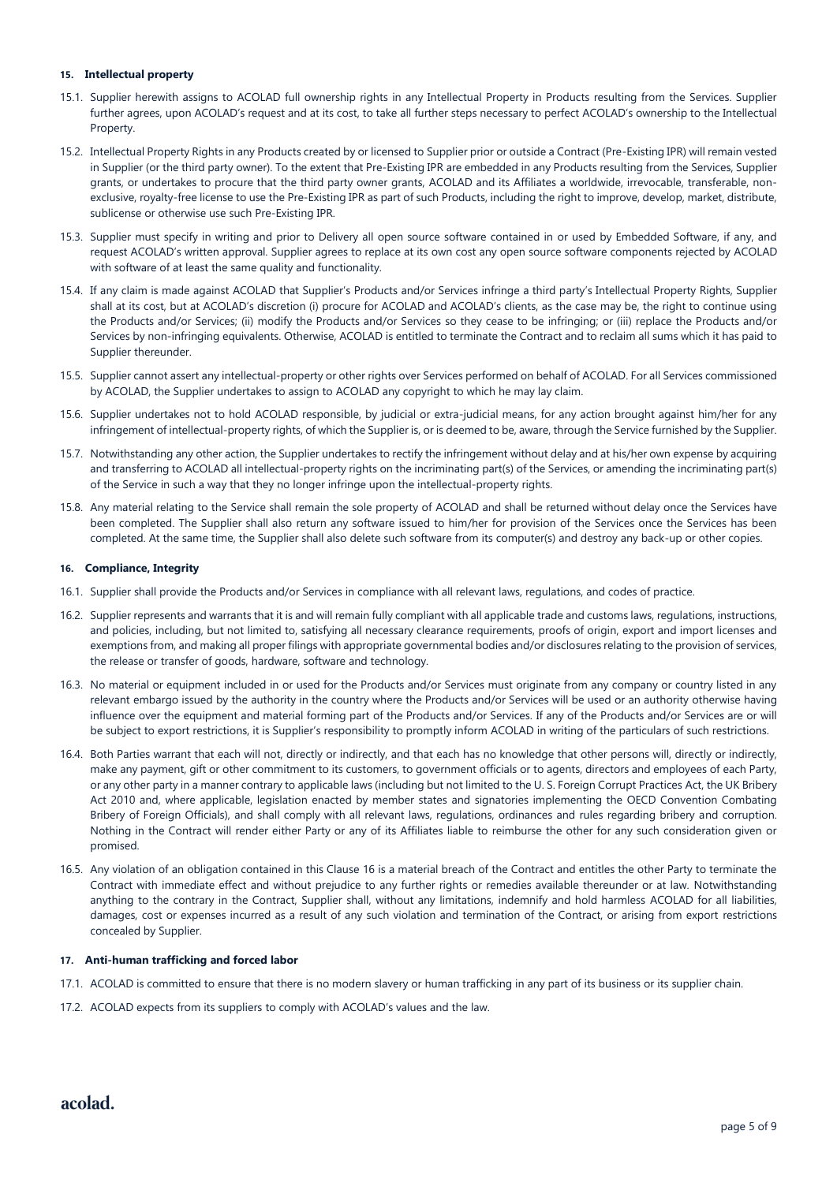## 15. Intellectual property

15.1. Supplier herewith assigns to ACOLAD full ownership rights in any Intellectual Property in Products resulting from the Services. Supplier further agrees, upon ACOLAD's request and at its cost, to take all further steps necessary to perfect ACOLAD's ownership to the Intellectual Property.

15.2. Intellectual Property Rights in any Products created by or licensed to Supplier prior or outside a Contract (Pre-Existing IPR) will remain vested in Supplier (or the third party owner). To the extent that Pre-Existing IPR are embedded in any Products resulting from the Services, Supplier grants, or undertakes to procure that the third party owner grants, ACOLAD and its Affiliates a worldwide, irrevocable, transferable, non-exclusive, royalty-free license to use the Pre-Existing IPR as part of such Products, including the right to improve, develop, market, distribute, sublicense or otherwise use such Pre-Existing IPR.

15.3. Supplier must specify in writing and prior to Delivery all open source software contained in or used by Embedded Software, if any, and request ACOLAD's written approval. Supplier agrees to replace at its own cost any open source software components rejected by ACOLAD with software of at least the same quality and functionality.

15.4. If any claim is made against ACOLAD that Supplier's Products and/or Services infringe a third party's Intellectual Property Rights, Supplier shall at its cost, but at ACOLAD's discretion (i) procure for ACOLAD and ACOLAD's clients, as the case may be, the right to continue using the Products and/or Services; (ii) modify the Products and/or Services so they cease to be infringing; or (iii) replace the Products and/or Services by non-infringing equivalents. Otherwise, ACOLAD is entitled to terminate the Contract and to reclaim all sums which it has paid to Supplier thereunder.

15.5. Supplier cannot assert any intellectual-property or other rights over Services performed on behalf of ACOLAD. For all Services commissioned by ACOLAD, the Supplier undertakes to assign to ACOLAD any copyright to which he may lay claim.

15.6. Supplier undertakes not to hold ACOLAD responsible, by judicial or extra-judicial means, for any action brought against him/her for any infringement of intellectual-property rights, of which the Supplier is, or is deemed to be, aware, through the Service furnished by the Supplier.

15.7. Notwithstanding any other action, the Supplier undertakes to rectify the infringement without delay and at his/her own expense by acquiring and transferring to ACOLAD all intellectual-property rights on the incriminating part(s) of the Services, or amending the incriminating part(s) of the Service in such a way that they no longer infringe upon the intellectual-property rights.

15.8. Any material relating to the Service shall remain the sole property of ACOLAD and shall be returned without delay once the Services have been completed. The Supplier shall also return any software issued to him/her for provision of the Services once the Services has been completed. At the same time, the Supplier shall also delete such software from its computer(s) and destroy any back-up or other copies.

## 16. Compliance, Integrity

16.1. Supplier shall provide the Products and/or Services in compliance with all relevant laws, regulations, and codes of practice.

16.2. Supplier represents and warrants that it is and will remain fully compliant with all applicable trade and customs laws, regulations, instructions, and policies, including, but not limited to, satisfying all necessary clearance requirements, proofs of origin, export and import licenses and exemptions from, and making all proper filings with appropriate governmental bodies and/or disclosures relating to the provision of services, the release or transfer of goods, hardware, software and technology.

16.3. No material or equipment included in or used for the Products and/or Services must originate from any company or country listed in any relevant embargo issued by the authority in the country where the Products and/or Services will be used or an authority otherwise having influence over the equipment and material forming part of the Products and/or Services. If any of the Products and/or Services are or will be subject to export restrictions, it is Supplier's responsibility to promptly inform ACOLAD in writing of the particulars of such restrictions.

16.4. Both Parties warrant that each will not, directly or indirectly, and that each has no knowledge that other persons will, directly or indirectly, make any payment, gift or other commitment to its customers, to government officials or to agents, directors and employees of each Party, or any other party in a manner contrary to applicable laws (including but not limited to the U. S. Foreign Corrupt Practices Act, the UK Bribery Act 2010 and, where applicable, legislation enacted by member states and signatories implementing the OECD Convention Combating Bribery of Foreign Officials), and shall comply with all relevant laws, regulations, ordinances and rules regarding bribery and corruption. Nothing in the Contract will render either Party or any of its Affiliates liable to reimburse the other for any such consideration given or promised.

16.5. Any violation of an obligation contained in this Clause 16 is a material breach of the Contract and entitles the other Party to terminate the Contract with immediate effect and without prejudice to any further rights or remedies available thereunder or at law. Notwithstanding anything to the contrary in the Contract, Supplier shall, without any limitations, indemnify and hold harmless ACOLAD for all liabilities, damages, cost or expenses incurred as a result of any such violation and termination of the Contract, or arising from export restrictions concealed by Supplier.

## 17. Anti-human trafficking and forced labor

17.1. ACOLAD is committed to ensure that there is no modern slavery or human trafficking in any part of its business or its supplier chain.

17.2. ACOLAD expects from its suppliers to comply with ACOLAD's values and the law.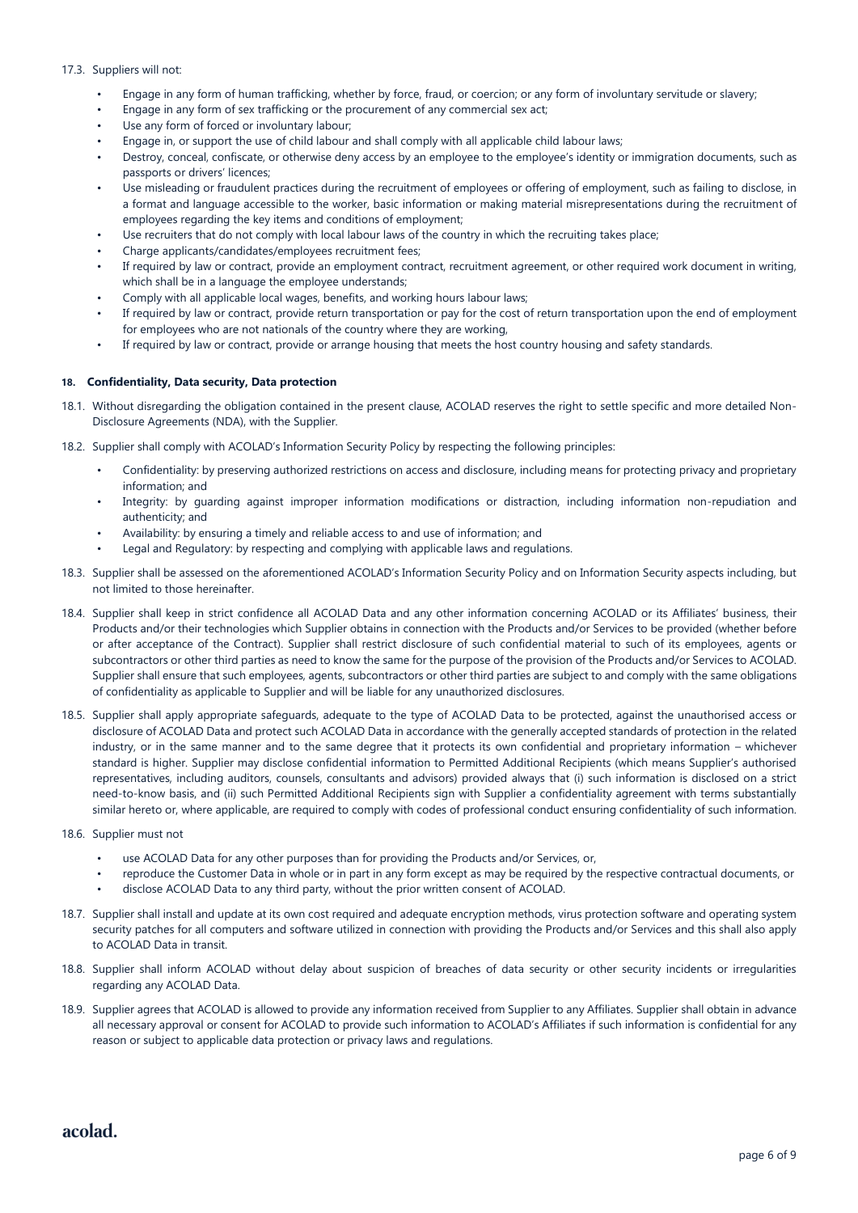17.3. Suppliers will not:

- Engage in any form of human trafficking, whether by force, fraud, or coercion; or any form of involuntary servitude or slavery;
- Engage in any form of sex trafficking or the procurement of any commercial sex act;
- Use any form of forced or involuntary labour;
- Engage in, or support the use of child labour and shall comply with all applicable child labour laws;
- Destroy, conceal, confiscate, or otherwise deny access by an employee to the employee's identity or immigration documents, such as passports or drivers' licences;
- Use misleading or fraudulent practices during the recruitment of employees or offering of employment, such as failing to disclose, in a format and language accessible to the worker, basic information or making material misrepresentations during the recruitment of employees regarding the key items and conditions of employment;
- Use recruiters that do not comply with local labour laws of the country in which the recruiting takes place;
- Charge applicants/candidates/employees recruitment fees;
- If required by law or contract, provide an employment contract, recruitment agreement, or other required work document in writing, which shall be in a language the employee understands;
- Comply with all applicable local wages, benefits, and working hours labour laws;
- If required by law or contract, provide return transportation or pay for the cost of return transportation upon the end of employment for employees who are not nationals of the country where they are working,
- If required by law or contract, provide or arrange housing that meets the host country housing and safety standards.

## 18. Confidentiality, Data security, Data protection

18.1. Without disregarding the obligation contained in the present clause, ACOLAD reserves the right to settle specific and more detailed Non-Disclosure Agreements (NDA), with the Supplier.

18.2. Supplier shall comply with ACOLAD's Information Security Policy by respecting the following principles:

- Confidentiality: by preserving authorized restrictions on access and disclosure, including means for protecting privacy and proprietary information; and
- Integrity: by guarding against improper information modifications or distraction, including information non-repudiation and authenticity; and
- Availability: by ensuring a timely and reliable access to and use of information; and
- Legal and Regulatory: by respecting and complying with applicable laws and regulations.

18.3. Supplier shall be assessed on the aforementioned ACOLAD's Information Security Policy and on Information Security aspects including, but not limited to those hereinafter.

18.4. Supplier shall keep in strict confidence all ACOLAD Data and any other information concerning ACOLAD or its Affiliates' business, their Products and/or their technologies which Supplier obtains in connection with the Products and/or Services to be provided (whether before or after acceptance of the Contract). Supplier shall restrict disclosure of such confidential material to such of its employees, agents or subcontractors or other third parties as need to know the same for the purpose of the provision of the Products and/or Services to ACOLAD. Supplier shall ensure that such employees, agents, subcontractors or other third parties are subject to and comply with the same obligations of confidentiality as applicable to Supplier and will be liable for any unauthorized disclosures.

18.5. Supplier shall apply appropriate safeguards, adequate to the type of ACOLAD Data to be protected, against the unauthorised access or disclosure of ACOLAD Data and protect such ACOLAD Data in accordance with the generally accepted standards of protection in the related industry, or in the same manner and to the same degree that it protects its own confidential and proprietary information – whichever standard is higher. Supplier may disclose confidential information to Permitted Additional Recipients (which means Supplier's authorised representatives, including auditors, counsels, consultants and advisors) provided always that (i) such information is disclosed on a strict need-to-know basis, and (ii) such Permitted Additional Recipients sign with Supplier a confidentiality agreement with terms substantially similar hereto or, where applicable, are required to comply with codes of professional conduct ensuring confidentiality of such information.

18.6. Supplier must not

- use ACOLAD Data for any other purposes than for providing the Products and/or Services, or,
- reproduce the Customer Data in whole or in part in any form except as may be required by the respective contractual documents, or
- disclose ACOLAD Data to any third party, without the prior written consent of ACOLAD.

18.7. Supplier shall install and update at its own cost required and adequate encryption methods, virus protection software and operating system security patches for all computers and software utilized in connection with providing the Products and/or Services and this shall also apply to ACOLAD Data in transit.

18.8. Supplier shall inform ACOLAD without delay about suspicion of breaches of data security or other security incidents or irregularities regarding any ACOLAD Data.

18.9. Supplier agrees that ACOLAD is allowed to provide any information received from Supplier to any Affiliates. Supplier shall obtain in advance all necessary approval or consent for ACOLAD to provide such information to ACOLAD's Affiliates if such information is confidential for any reason or subject to applicable data protection or privacy laws and regulations.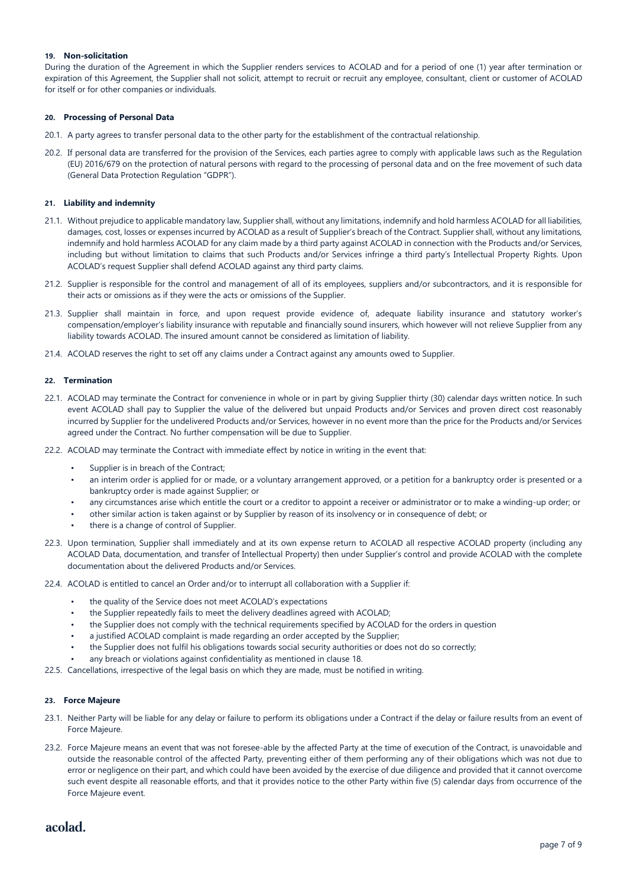### 19. Non-solicitation

During the duration of the Agreement in which the Supplier renders services to ACOLAD and for a period of one (1) year after termination or expiration of this Agreement, the Supplier shall not solicit, attempt to recruit or recruit any employee, consultant, client or customer of ACOLAD for itself or for other companies or individuals.

### 20. Processing of Personal Data

20.1. A party agrees to transfer personal data to the other party for the establishment of the contractual relationship.

20.2. If personal data are transferred for the provision of the Services, each parties agree to comply with applicable laws such as the Regulation (EU) 2016/679 on the protection of natural persons with regard to the processing of personal data and on the free movement of such data (General Data Protection Regulation "GDPR").

### 21. Liability and indemnity

21.1. Without prejudice to applicable mandatory law, Supplier shall, without any limitations, indemnify and hold harmless ACOLAD for all liabilities, damages, cost, losses or expenses incurred by ACOLAD as a result of Supplier's breach of the Contract. Supplier shall, without any limitations, indemnify and hold harmless ACOLAD for any claim made by a third party against ACOLAD in connection with the Products and/or Services, including but without limitation to claims that such Products and/or Services infringe a third party's Intellectual Property Rights. Upon ACOLAD's request Supplier shall defend ACOLAD against any third party claims.

21.2. Supplier is responsible for the control and management of all of its employees, suppliers and/or subcontractors, and it is responsible for their acts or omissions as if they were the acts or omissions of the Supplier.

21.3. Supplier shall maintain in force, and upon request provide evidence of, adequate liability insurance and statutory worker's compensation/employer's liability insurance with reputable and financially sound insurers, which however will not relieve Supplier from any liability towards ACOLAD. The insured amount cannot be considered as limitation of liability.

21.4. ACOLAD reserves the right to set off any claims under a Contract against any amounts owed to Supplier.

### 22. Termination

22.1. ACOLAD may terminate the Contract for convenience in whole or in part by giving Supplier thirty (30) calendar days written notice. In such event ACOLAD shall pay to Supplier the value of the delivered but unpaid Products and/or Services and proven direct cost reasonably incurred by Supplier for the undelivered Products and/or Services, however in no event more than the price for the Products and/or Services agreed under the Contract. No further compensation will be due to Supplier.

22.2. ACOLAD may terminate the Contract with immediate effect by notice in writing in the event that:

- Supplier is in breach of the Contract;
- an interim order is applied for or made, or a voluntary arrangement approved, or a petition for a bankruptcy order is presented or a bankruptcy order is made against Supplier; or
- any circumstances arise which entitle the court or a creditor to appoint a receiver or administrator or to make a winding-up order; or
- other similar action is taken against or by Supplier by reason of its insolvency or in consequence of debt; or
- there is a change of control of Supplier.

22.3. Upon termination, Supplier shall immediately and at its own expense return to ACOLAD all respective ACOLAD property (including any ACOLAD Data, documentation, and transfer of Intellectual Property) then under Supplier's control and provide ACOLAD with the complete documentation about the delivered Products and/or Services.

22.4. ACOLAD is entitled to cancel an Order and/or to interrupt all collaboration with a Supplier if:

- the quality of the Service does not meet ACOLAD's expectations
- the Supplier repeatedly fails to meet the delivery deadlines agreed with ACOLAD;
- the Supplier does not comply with the technical requirements specified by ACOLAD for the orders in question
- a justified ACOLAD complaint is made regarding an order accepted by the Supplier;
- the Supplier does not fulfil his obligations towards social security authorities or does not do so correctly;
- any breach or violations against confidentiality as mentioned in clause 18.

22.5. Cancellations, irrespective of the legal basis on which they are made, must be notified in writing.

### 23. Force Majeure

23.1. Neither Party will be liable for any delay or failure to perform its obligations under a Contract if the delay or failure results from an event of Force Majeure.

23.2. Force Majeure means an event that was not foresee-able by the affected Party at the time of execution of the Contract, is unavoidable and outside the reasonable control of the affected Party, preventing either of them performing any of their obligations which was not due to error or negligence on their part, and which could have been avoided by the exercise of due diligence and provided that it cannot overcome such event despite all reasonable efforts, and that it provides notice to the other Party within five (5) calendar days from occurrence of the Force Majeure event.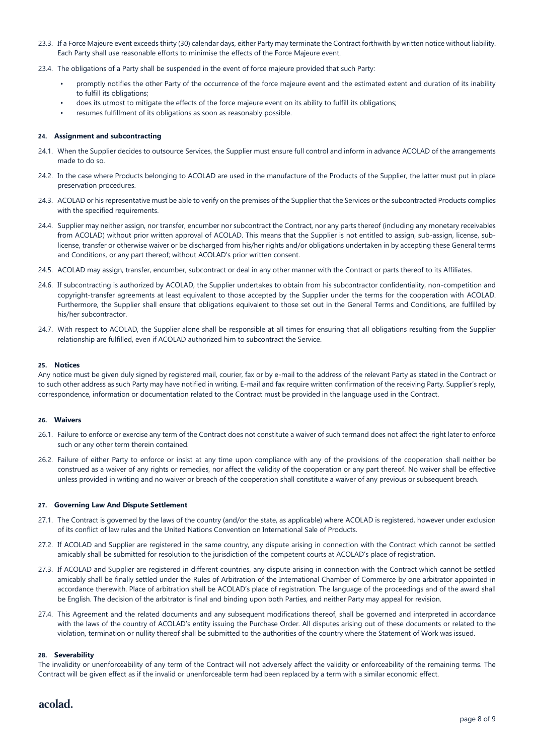23.3. If a Force Majeure event exceeds thirty (30) calendar days, either Party may terminate the Contract forthwith by written notice without liability. Each Party shall use reasonable efforts to minimise the effects of the Force Majeure event.

23.4. The obligations of a Party shall be suspended in the event of force majeure provided that such Party:

- promptly notifies the other Party of the occurrence of the force majeure event and the estimated extent and duration of its inability to fulfill its obligations;
- does its utmost to mitigate the effects of the force majeure event on its ability to fulfill its obligations;
- resumes fulfillment of its obligations as soon as reasonably possible.

#### 24. Assignment and subcontracting

24.1. When the Supplier decides to outsource Services, the Supplier must ensure full control and inform in advance ACOLAD of the arrangements made to do so.

24.2. In the case where Products belonging to ACOLAD are used in the manufacture of the Products of the Supplier, the latter must put in place preservation procedures.

24.3. ACOLAD or his representative must be able to verify on the premises of the Supplier that the Services or the subcontracted Products complies with the specified requirements.

24.4. Supplier may neither assign, nor transfer, encumber nor subcontract the Contract, nor any parts thereof (including any monetary receivables from ACOLAD) without prior written approval of ACOLAD. This means that the Supplier is not entitled to assign, sub-assign, license, sub-license, transfer or otherwise waiver or be discharged from his/her rights and/or obligations undertaken in by accepting these General terms and Conditions, or any part thereof; without ACOLAD's prior written consent.

24.5. ACOLAD may assign, transfer, encumber, subcontract or deal in any other manner with the Contract or parts thereof to its Affiliates.

24.6. If subcontracting is authorized by ACOLAD, the Supplier undertakes to obtain from his subcontractor confidentiality, non-competition and copyright-transfer agreements at least equivalent to those accepted by the Supplier under the terms for the cooperation with ACOLAD. Furthermore, the Supplier shall ensure that obligations equivalent to those set out in the General Terms and Conditions, are fulfilled by his/her subcontractor.

24.7. With respect to ACOLAD, the Supplier alone shall be responsible at all times for ensuring that all obligations resulting from the Supplier relationship are fulfilled, even if ACOLAD authorized him to subcontract the Service.

#### 25. Notices

Any notice must be given duly signed by registered mail, courier, fax or by e-mail to the address of the relevant Party as stated in the Contract or to such other address as such Party may have notified in writing. E-mail and fax require written confirmation of the receiving Party. Supplier's reply, correspondence, information or documentation related to the Contract must be provided in the language used in the Contract.

#### 26. Waivers

26.1. Failure to enforce or exercise any term of the Contract does not constitute a waiver of such termand does not affect the right later to enforce such or any other term therein contained.

26.2. Failure of either Party to enforce or insist at any time upon compliance with any of the provisions of the cooperation shall neither be construed as a waiver of any rights or remedies, nor affect the validity of the cooperation or any part thereof. No waiver shall be effective unless provided in writing and no waiver or breach of the cooperation shall constitute a waiver of any previous or subsequent breach.

#### 27. Governing Law And Dispute Settlement

27.1. The Contract is governed by the laws of the country (and/or the state, as applicable) where ACOLAD is registered, however under exclusion of its conflict of law rules and the United Nations Convention on International Sale of Products.

27.2. If ACOLAD and Supplier are registered in the same country, any dispute arising in connection with the Contract which cannot be settled amicably shall be submitted for resolution to the jurisdiction of the competent courts at ACOLAD's place of registration.

27.3. If ACOLAD and Supplier are registered in different countries, any dispute arising in connection with the Contract which cannot be settled amicably shall be finally settled under the Rules of Arbitration of the International Chamber of Commerce by one arbitrator appointed in accordance therewith. Place of arbitration shall be ACOLAD's place of registration. The language of the proceedings and of the award shall be English. The decision of the arbitrator is final and binding upon both Parties, and neither Party may appeal for revision.

27.4. This Agreement and the related documents and any subsequent modifications thereof, shall be governed and interpreted in accordance with the laws of the country of ACOLAD's entity issuing the Purchase Order. All disputes arising out of these documents or related to the violation, termination or nullity thereof shall be submitted to the authorities of the country where the Statement of Work was issued.

#### 28. Severability

The invalidity or unenforceability of any term of the Contract will not adversely affect the validity or enforceability of the remaining terms. The Contract will be given effect as if the invalid or unenforceable term had been replaced by a term with a similar economic effect.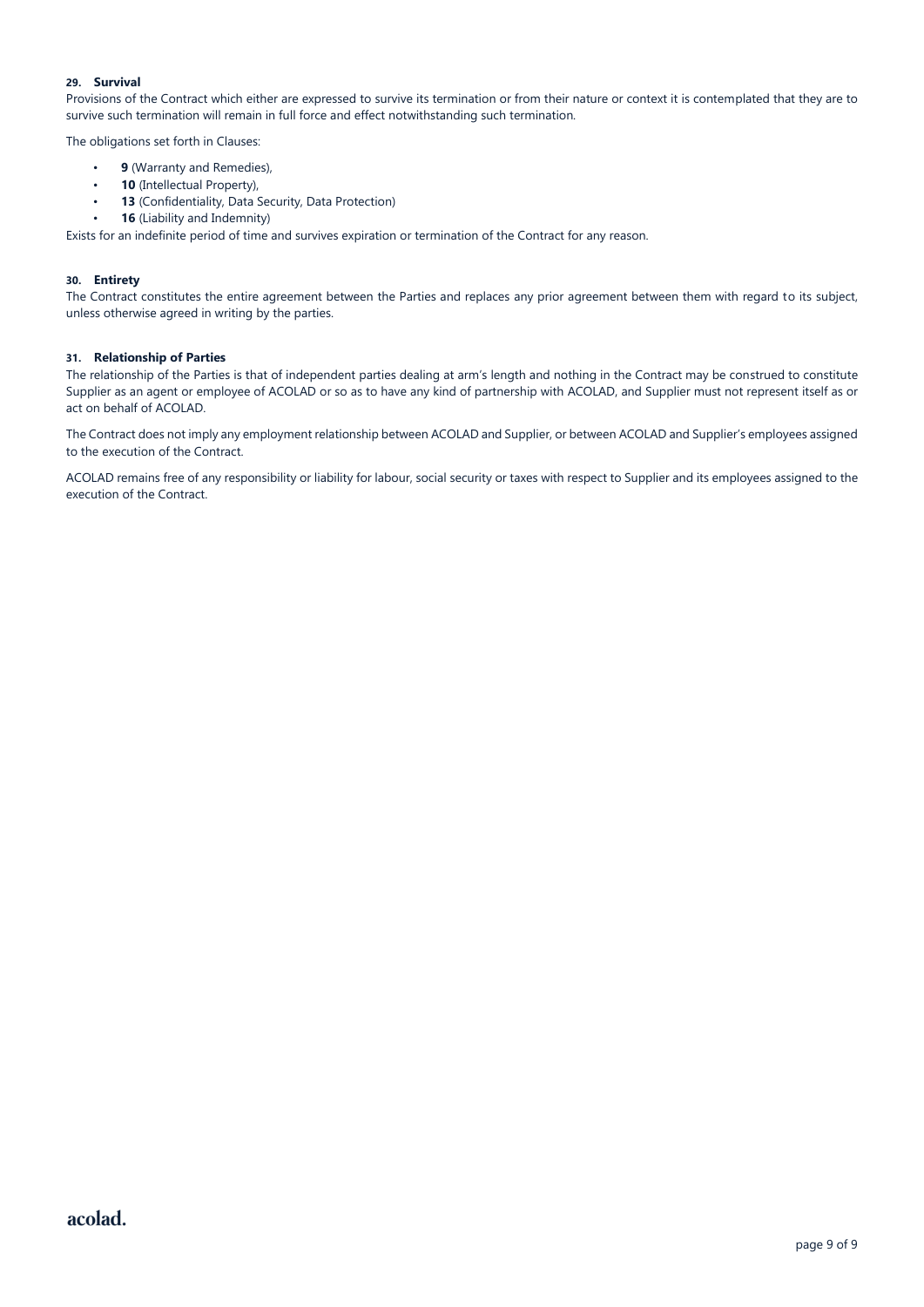### 29. Survival

Provisions of the Contract which either are expressed to survive its termination or from their nature or context it is contemplated that they are to survive such termination will remain in full force and effect notwithstanding such termination.

The obligations set forth in Clauses:

- **9** (Warranty and Remedies),
- **10** (Intellectual Property),
- **13** (Confidentiality, Data Security, Data Protection)
- **16** (Liability and Indemnity)

Exists for an indefinite period of time and survives expiration or termination of the Contract for any reason.

### 30. Entirety

The Contract constitutes the entire agreement between the Parties and replaces any prior agreement between them with regard to its subject, unless otherwise agreed in writing by the parties.

### 31. Relationship of Parties

The relationship of the Parties is that of independent parties dealing at arm's length and nothing in the Contract may be construed to constitute Supplier as an agent or employee of ACOLAD or so as to have any kind of partnership with ACOLAD, and Supplier must not represent itself as or act on behalf of ACOLAD.

The Contract does not imply any employment relationship between ACOLAD and Supplier, or between ACOLAD and Supplier's employees assigned to the execution of the Contract.

ACOLAD remains free of any responsibility or liability for labour, social security or taxes with respect to Supplier and its employees assigned to the execution of the Contract.